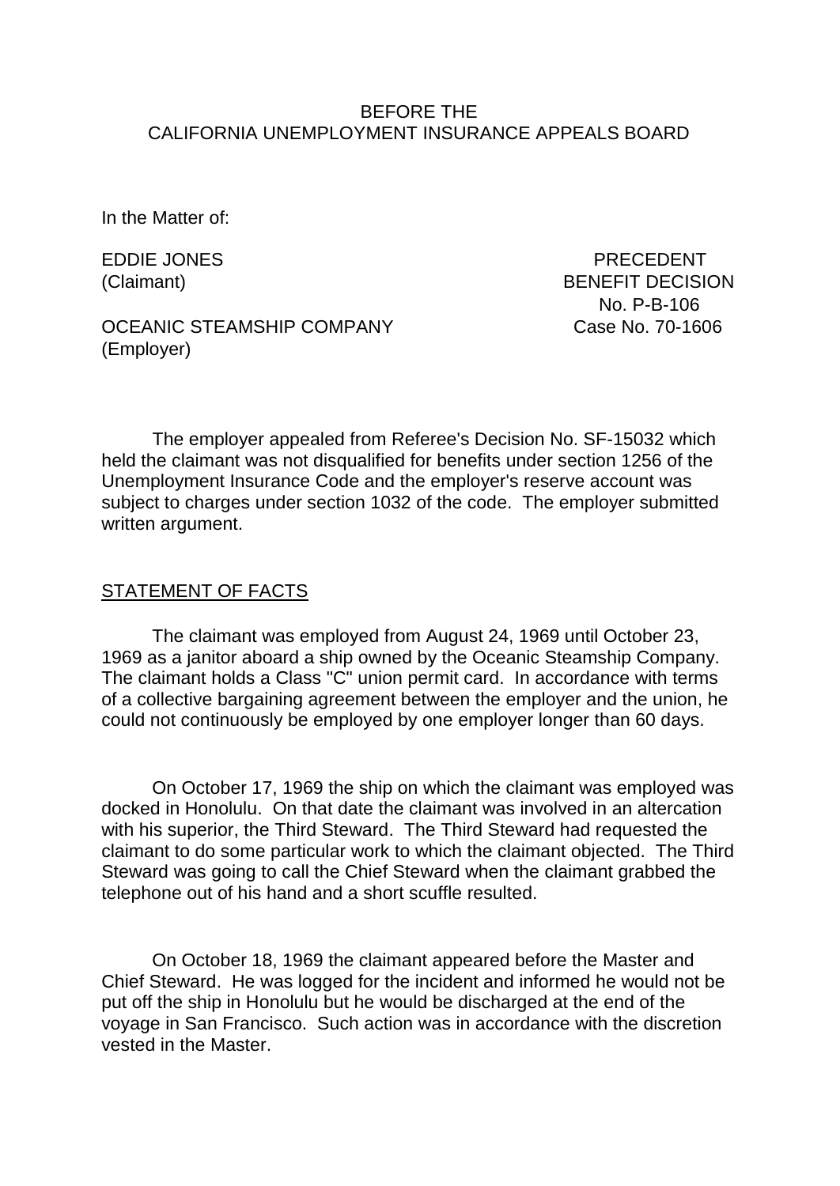BEFORE THE
CALIFORNIA UNEMPLOYMENT INSURANCE APPEALS BOARD

In the Matter of:

EDDIE JONES
(Claimant)

OCEANIC STEAMSHIP COMPANY
(Employer)

PRECEDENT
BENEFIT DECISION
No. P-B-106
Case No. 70-1606

The employer appealed from Referee's Decision No. SF-15032 which held the claimant was not disqualified for benefits under section 1256 of the Unemployment Insurance Code and the employer's reserve account was subject to charges under section 1032 of the code. The employer submitted written argument.

<u>STATEMENT OF FACTS</u>

The claimant was employed from August 24, 1969 until October 23, 1969 as a janitor aboard a ship owned by the Oceanic Steamship Company. The claimant holds a Class "C" union permit card. In accordance with terms of a collective bargaining agreement between the employer and the union, he could not continuously be employed by one employer longer than 60 days.

On October 17, 1969 the ship on which the claimant was employed was docked in Honolulu. On that date the claimant was involved in an altercation with his superior, the Third Steward. The Third Steward had requested the claimant to do some particular work to which the claimant objected. The Third Steward was going to call the Chief Steward when the claimant grabbed the telephone out of his hand and a short scuffle resulted.

On October 18, 1969 the claimant appeared before the Master and Chief Steward. He was logged for the incident and informed he would not be put off the ship in Honolulu but he would be discharged at the end of the voyage in San Francisco. Such action was in accordance with the discretion vested in the Master.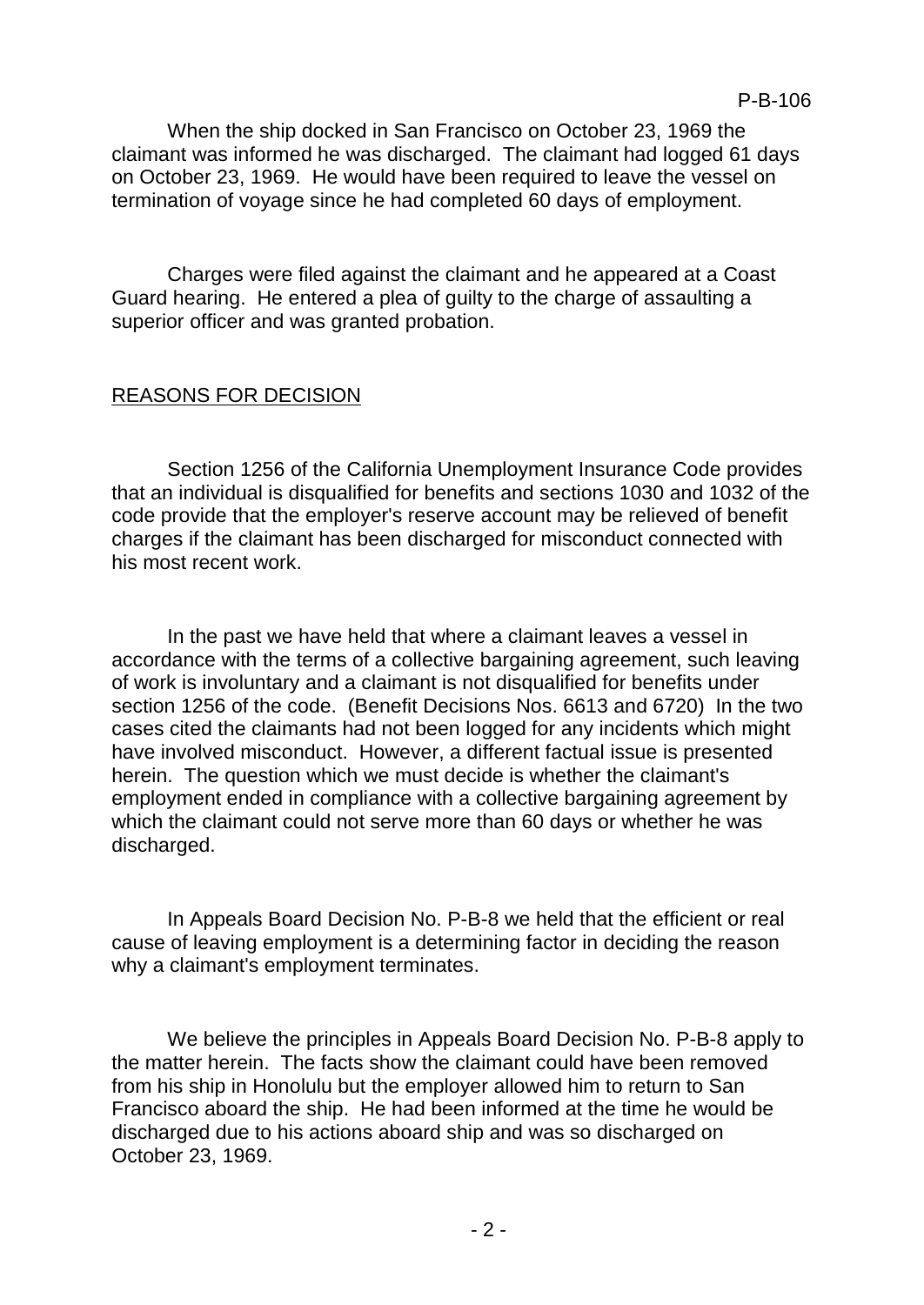When the ship docked in San Francisco on October 23, 1969 the claimant was informed he was discharged. The claimant had logged 61 days on October 23, 1969. He would have been required to leave the vessel on termination of voyage since he had completed 60 days of employment.

Charges were filed against the claimant and he appeared at a Coast Guard hearing. He entered a plea of guilty to the charge of assaulting a superior officer and was granted probation.

## REASONS FOR DECISION

Section 1256 of the California Unemployment Insurance Code provides that an individual is disqualified for benefits and sections 1030 and 1032 of the code provide that the employer's reserve account may be relieved of benefit charges if the claimant has been discharged for misconduct connected with his most recent work.

In the past we have held that where a claimant leaves a vessel in accordance with the terms of a collective bargaining agreement, such leaving of work is involuntary and a claimant is not disqualified for benefits under section 1256 of the code. (Benefit Decisions Nos. 6613 and 6720) In the two cases cited the claimants had not been logged for any incidents which might have involved misconduct. However, a different factual issue is presented herein. The question which we must decide is whether the claimant's employment ended in compliance with a collective bargaining agreement by which the claimant could not serve more than 60 days or whether he was discharged.

In Appeals Board Decision No. P-B-8 we held that the efficient or real cause of leaving employment is a determining factor in deciding the reason why a claimant's employment terminates.

We believe the principles in Appeals Board Decision No. P-B-8 apply to the matter herein. The facts show the claimant could have been removed from his ship in Honolulu but the employer allowed him to return to San Francisco aboard the ship. He had been informed at the time he would be discharged due to his actions aboard ship and was so discharged on October 23, 1969.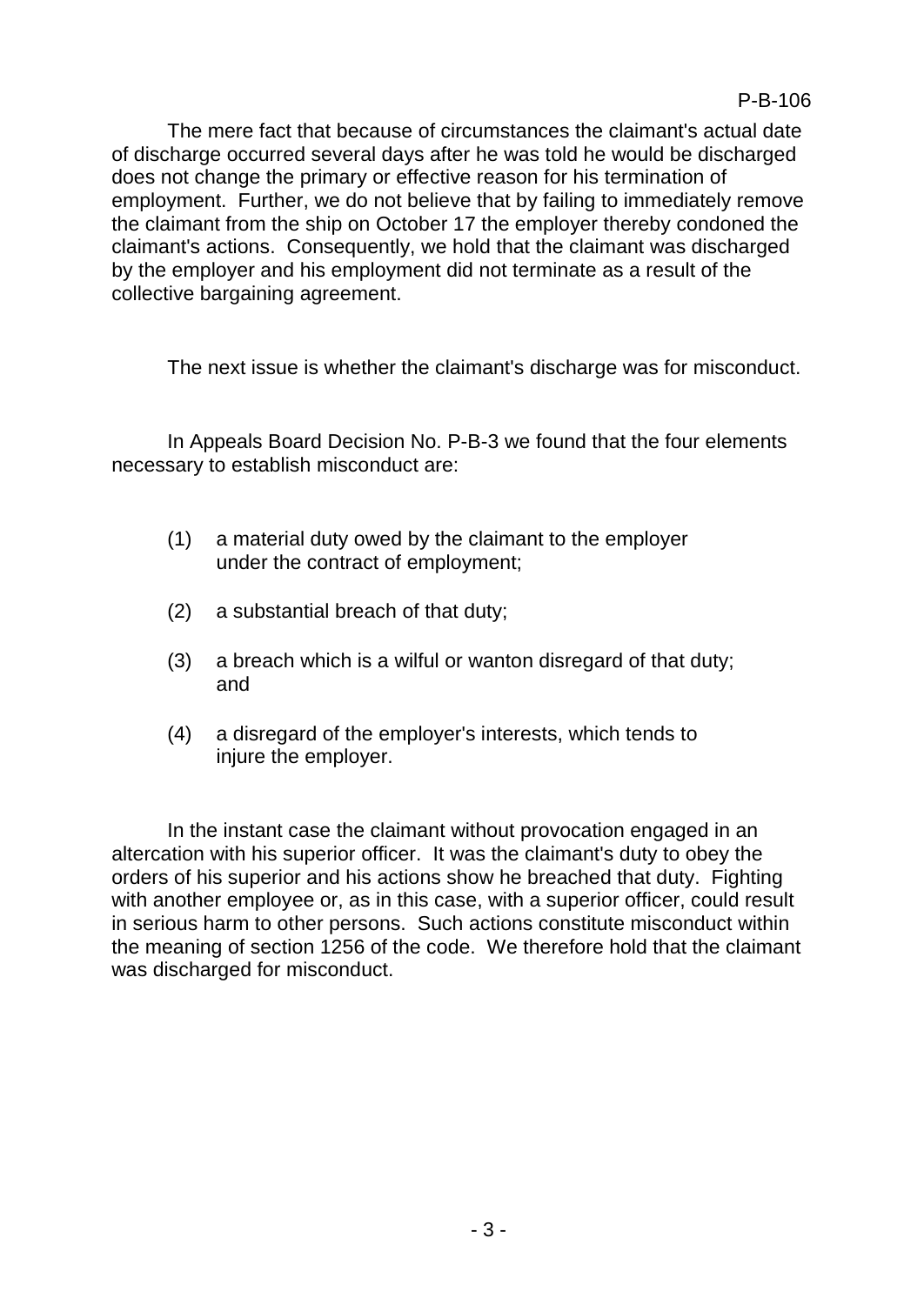The mere fact that because of circumstances the claimant's actual date of discharge occurred several days after he was told he would be discharged does not change the primary or effective reason for his termination of employment. Further, we do not believe that by failing to immediately remove the claimant from the ship on October 17 the employer thereby condoned the claimant's actions. Consequently, we hold that the claimant was discharged by the employer and his employment did not terminate as a result of the collective bargaining agreement.

The next issue is whether the claimant's discharge was for misconduct.

In Appeals Board Decision No. P-B-3 we found that the four elements necessary to establish misconduct are:

(1) a material duty owed by the claimant to the employer under the contract of employment;

(2) a substantial breach of that duty;

(3) a breach which is a wilful or wanton disregard of that duty; and

(4) a disregard of the employer's interests, which tends to injure the employer.

In the instant case the claimant without provocation engaged in an altercation with his superior officer. It was the claimant's duty to obey the orders of his superior and his actions show he breached that duty. Fighting with another employee or, as in this case, with a superior officer, could result in serious harm to other persons. Such actions constitute misconduct within the meaning of section 1256 of the code. We therefore hold that the claimant was discharged for misconduct.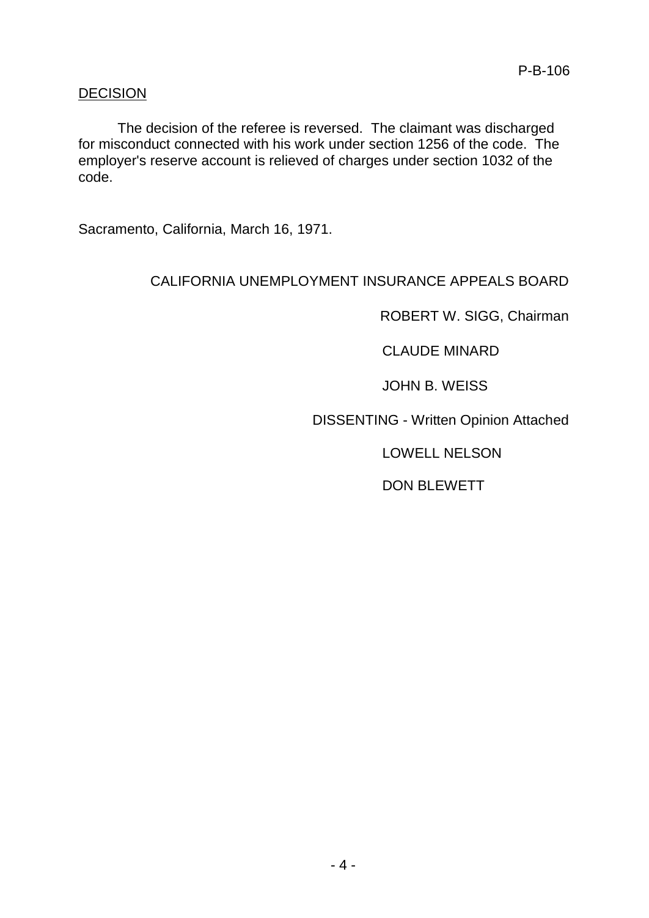## DECISION

The decision of the referee is reversed. The claimant was discharged for misconduct connected with his work under section 1256 of the code. The employer's reserve account is relieved of charges under section 1032 of the code.

Sacramento, California, March 16, 1971.

CALIFORNIA UNEMPLOYMENT INSURANCE APPEALS BOARD

ROBERT W. SIGG, Chairman

CLAUDE MINARD

JOHN B. WEISS

DISSENTING - Written Opinion Attached

LOWELL NELSON

DON BLEWETT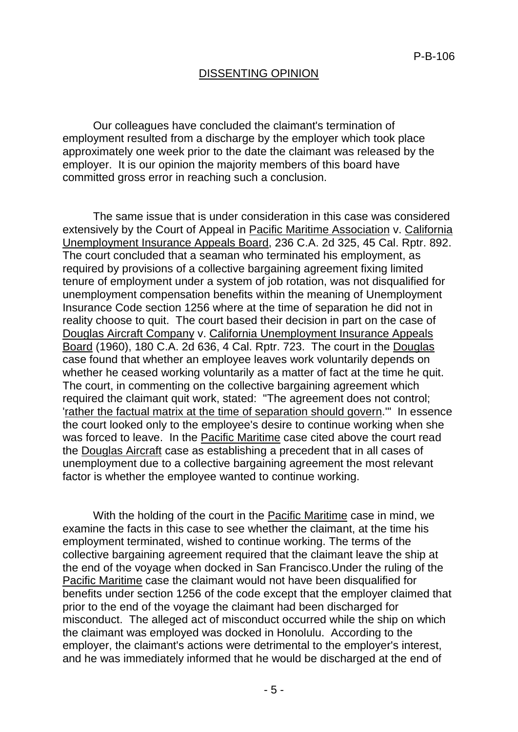P-B-106

## DISSENTING OPINION

Our colleagues have concluded the claimant's termination of employment resulted from a discharge by the employer which took place approximately one week prior to the date the claimant was released by the employer. It is our opinion the majority members of this board have committed gross error in reaching such a conclusion.

The same issue that is under consideration in this case was considered extensively by the Court of Appeal in Pacific Maritime Association v. California Unemployment Insurance Appeals Board, 236 C.A. 2d 325, 45 Cal. Rptr. 892. The court concluded that a seaman who terminated his employment, as required by provisions of a collective bargaining agreement fixing limited tenure of employment under a system of job rotation, was not disqualified for unemployment compensation benefits within the meaning of Unemployment Insurance Code section 1256 where at the time of separation he did not in reality choose to quit. The court based their decision in part on the case of Douglas Aircraft Company v. California Unemployment Insurance Appeals Board (1960), 180 C.A. 2d 636, 4 Cal. Rptr. 723. The court in the Douglas case found that whether an employee leaves work voluntarily depends on whether he ceased working voluntarily as a matter of fact at the time he quit. The court, in commenting on the collective bargaining agreement which required the claimant quit work, stated: "The agreement does not control; 'rather the factual matrix at the time of separation should govern.'" In essence the court looked only to the employee's desire to continue working when she was forced to leave. In the Pacific Maritime case cited above the court read the Douglas Aircraft case as establishing a precedent that in all cases of unemployment due to a collective bargaining agreement the most relevant factor is whether the employee wanted to continue working.

With the holding of the court in the Pacific Maritime case in mind, we examine the facts in this case to see whether the claimant, at the time his employment terminated, wished to continue working. The terms of the collective bargaining agreement required that the claimant leave the ship at the end of the voyage when docked in San Francisco.Under the ruling of the Pacific Maritime case the claimant would not have been disqualified for benefits under section 1256 of the code except that the employer claimed that prior to the end of the voyage the claimant had been discharged for misconduct. The alleged act of misconduct occurred while the ship on which the claimant was employed was docked in Honolulu. According to the employer, the claimant's actions were detrimental to the employer's interest, and he was immediately informed that he would be discharged at the end of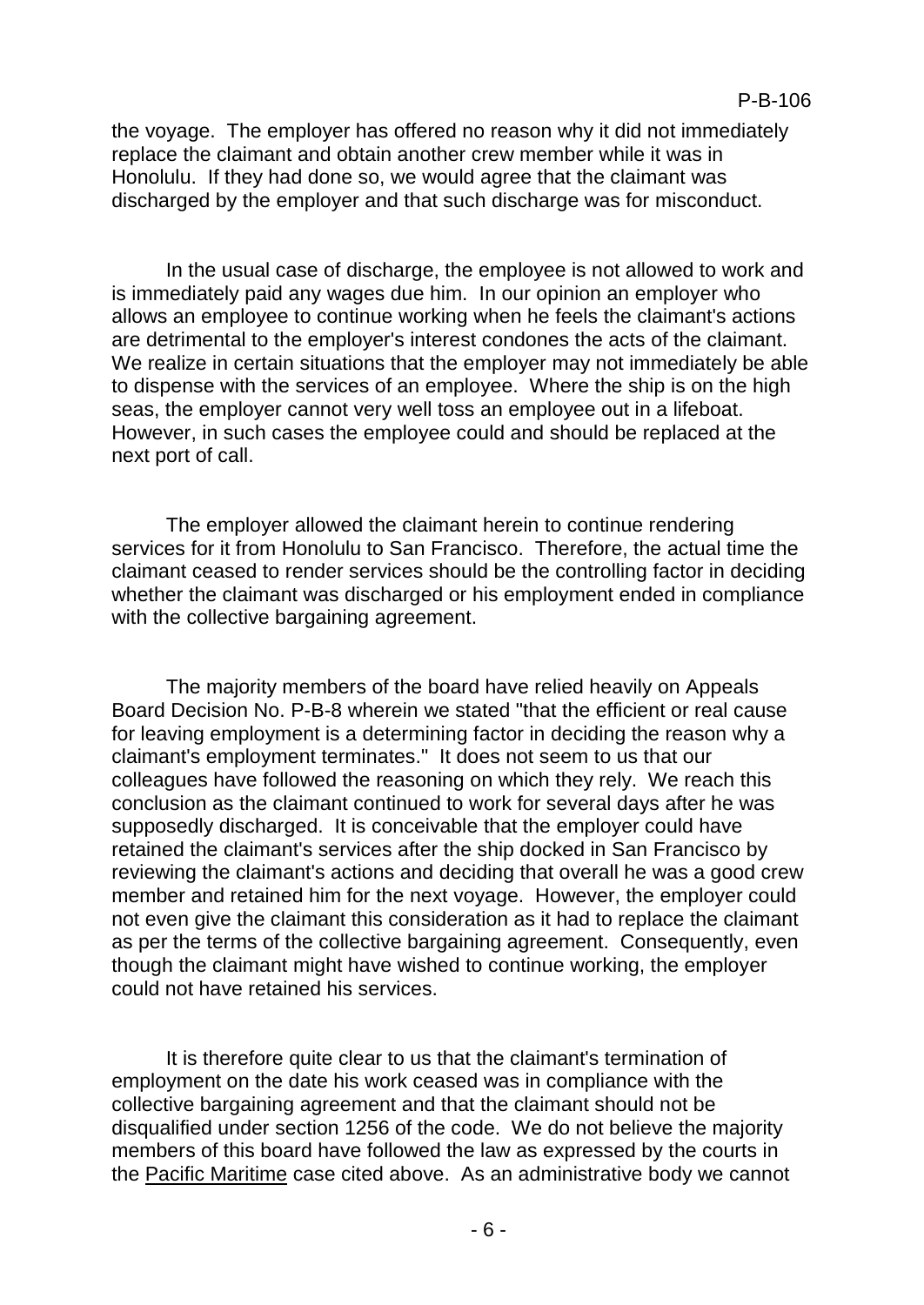the voyage. The employer has offered no reason why it did not immediately replace the claimant and obtain another crew member while it was in Honolulu. If they had done so, we would agree that the claimant was discharged by the employer and that such discharge was for misconduct.

In the usual case of discharge, the employee is not allowed to work and is immediately paid any wages due him. In our opinion an employer who allows an employee to continue working when he feels the claimant's actions are detrimental to the employer's interest condones the acts of the claimant. We realize in certain situations that the employer may not immediately be able to dispense with the services of an employee. Where the ship is on the high seas, the employer cannot very well toss an employee out in a lifeboat. However, in such cases the employee could and should be replaced at the next port of call.

The employer allowed the claimant herein to continue rendering services for it from Honolulu to San Francisco. Therefore, the actual time the claimant ceased to render services should be the controlling factor in deciding whether the claimant was discharged or his employment ended in compliance with the collective bargaining agreement.

The majority members of the board have relied heavily on Appeals Board Decision No. P-B-8 wherein we stated "that the efficient or real cause for leaving employment is a determining factor in deciding the reason why a claimant's employment terminates." It does not seem to us that our colleagues have followed the reasoning on which they rely. We reach this conclusion as the claimant continued to work for several days after he was supposedly discharged. It is conceivable that the employer could have retained the claimant's services after the ship docked in San Francisco by reviewing the claimant's actions and deciding that overall he was a good crew member and retained him for the next voyage. However, the employer could not even give the claimant this consideration as it had to replace the claimant as per the terms of the collective bargaining agreement. Consequently, even though the claimant might have wished to continue working, the employer could not have retained his services.

It is therefore quite clear to us that the claimant's termination of employment on the date his work ceased was in compliance with the collective bargaining agreement and that the claimant should not be disqualified under section 1256 of the code. We do not believe the majority members of this board have followed the law as expressed by the courts in the Pacific Maritime case cited above. As an administrative body we cannot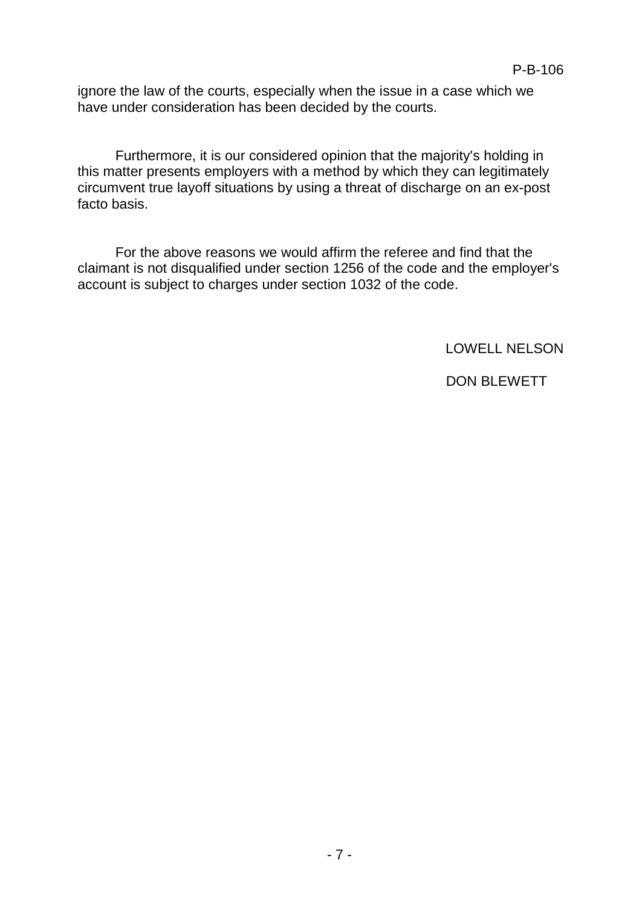ignore the law of the courts, especially when the issue in a case which we have under consideration has been decided by the courts.

Furthermore, it is our considered opinion that the majority's holding in this matter presents employers with a method by which they can legitimately circumvent true layoff situations by using a threat of discharge on an ex-post facto basis.

For the above reasons we would affirm the referee and find that the claimant is not disqualified under section 1256 of the code and the employer's account is subject to charges under section 1032 of the code.

LOWELL NELSON

DON BLEWETT